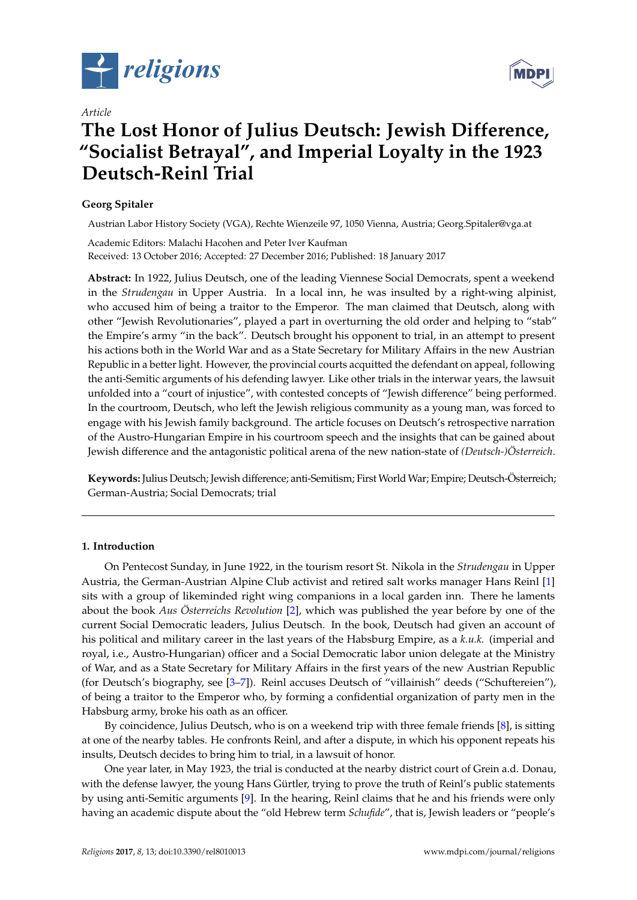*Article*

# The Lost Honor of Julius Deutsch: Jewish Difference, "Socialist Betrayal", and Imperial Loyalty in the 1923 Deutsch-Reinl Trial

**Georg Spitaler**

Austrian Labor History Society (VGA), Rechte Wienzeile 97, 1050 Vienna, Austria; Georg.Spitaler@vga.at

Academic Editors: Malachi Hacohen and Peter Iver Kaufman
Received: 13 October 2016; Accepted: 27 December 2016; Published: 18 January 2017

**Abstract:** In 1922, Julius Deutsch, one of the leading Viennese Social Democrats, spent a weekend in the *Strudengau* in Upper Austria. In a local inn, he was insulted by a right-wing alpinist, who accused him of being a traitor to the Emperor. The man claimed that Deutsch, along with other "Jewish Revolutionaries", played a part in overturning the old order and helping to "stab" the Empire's army "in the back". Deutsch brought his opponent to trial, in an attempt to present his actions both in the World War and as a State Secretary for Military Affairs in the new Austrian Republic in a better light. However, the provincial courts acquitted the defendant on appeal, following the anti-Semitic arguments of his defending lawyer. Like other trials in the interwar years, the lawsuit unfolded into a "court of injustice", with contested concepts of "Jewish difference" being performed. In the courtroom, Deutsch, who left the Jewish religious community as a young man, was forced to engage with his Jewish family background. The article focuses on Deutsch's retrospective narration of the Austro-Hungarian Empire in his courtroom speech and the insights that can be gained about Jewish difference and the antagonistic political arena of the new nation-state of *(Deutsch-)Österreich*.

**Keywords:** Julius Deutsch; Jewish difference; anti-Semitism; First World War; Empire; Deutsch-Österreich; German-Austria; Social Democrats; trial

## 1. Introduction

On Pentecost Sunday, in June 1922, in the tourism resort St. Nikola in the *Strudengau* in Upper Austria, the German-Austrian Alpine Club activist and retired salt works manager Hans Reinl [1] sits with a group of likeminded right wing companions in a local garden inn. There he laments about the book *Aus Österreichs Revolution* [2], which was published the year before by one of the current Social Democratic leaders, Julius Deutsch. In the book, Deutsch had given an account of his political and military career in the last years of the Habsburg Empire, as a *k.u.k.* (imperial and royal, i.e., Austro-Hungarian) officer and a Social Democratic labor union delegate at the Ministry of War, and as a State Secretary for Military Affairs in the first years of the new Austrian Republic (for Deutsch's biography, see [3–7]). Reinl accuses Deutsch of "villainish" deeds ("Schuftereien"), of being a traitor to the Emperor who, by forming a confidential organization of party men in the Habsburg army, broke his oath as an officer.

By coincidence, Julius Deutsch, who is on a weekend trip with three female friends [8], is sitting at one of the nearby tables. He confronts Reinl, and after a dispute, in which his opponent repeats his insults, Deutsch decides to bring him to trial, in a lawsuit of honor.

One year later, in May 1923, the trial is conducted at the nearby district court of Grein a.d. Donau, with the defense lawyer, the young Hans Gürtler, trying to prove the truth of Reinl's public statements by using anti-Semitic arguments [9]. In the hearing, Reinl claims that he and his friends were only having an academic dispute about the "old Hebrew term *Schufide*", that is, Jewish leaders or "people's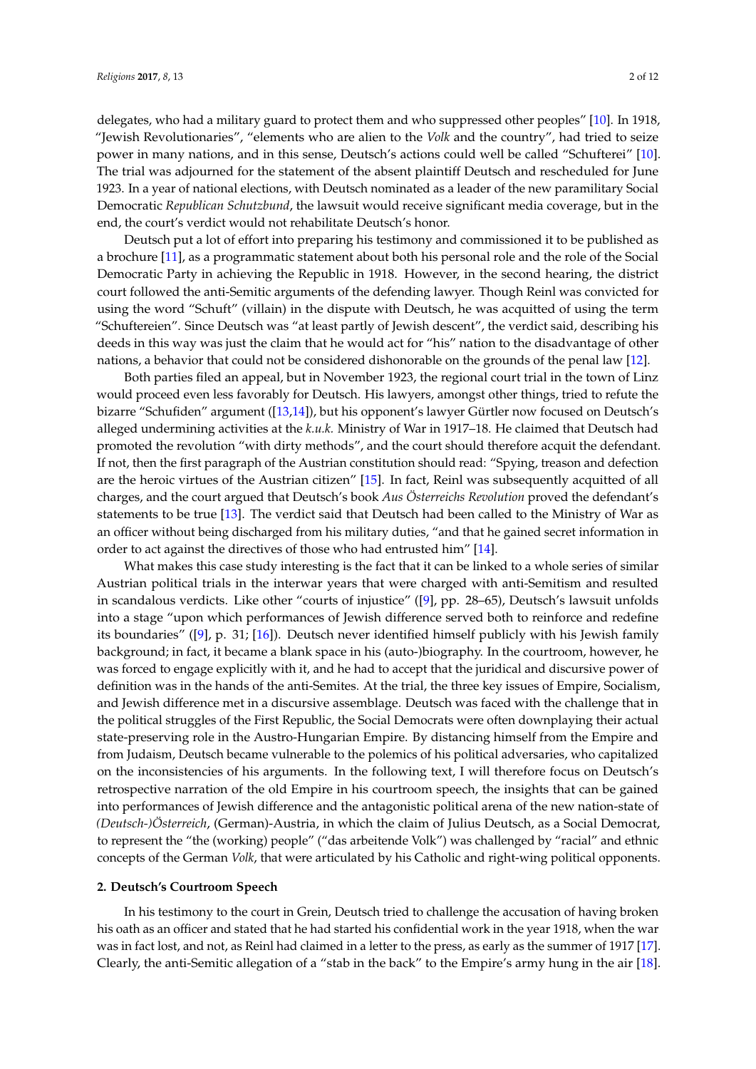delegates, who had a military guard to protect them and who suppressed other peoples" [10]. In 1918, "Jewish Revolutionaries", "elements who are alien to the *Volk* and the country", had tried to seize power in many nations, and in this sense, Deutsch's actions could well be called "Schufterei" [10]. The trial was adjourned for the statement of the absent plaintiff Deutsch and rescheduled for June 1923. In a year of national elections, with Deutsch nominated as a leader of the new paramilitary Social Democratic *Republican Schutzbund*, the lawsuit would receive significant media coverage, but in the end, the court's verdict would not rehabilitate Deutsch's honor.

Deutsch put a lot of effort into preparing his testimony and commissioned it to be published as a brochure [11], as a programmatic statement about both his personal role and the role of the Social Democratic Party in achieving the Republic in 1918. However, in the second hearing, the district court followed the anti-Semitic arguments of the defending lawyer. Though Reinl was convicted for using the word "Schuft" (villain) in the dispute with Deutsch, he was acquitted of using the term "Schuftereien". Since Deutsch was "at least partly of Jewish descent", the verdict said, describing his deeds in this way was just the claim that he would act for "his" nation to the disadvantage of other nations, a behavior that could not be considered dishonorable on the grounds of the penal law [12].

Both parties filed an appeal, but in November 1923, the regional court trial in the town of Linz would proceed even less favorably for Deutsch. His lawyers, amongst other things, tried to refute the bizarre "Schufiden" argument ([13,14]), but his opponent's lawyer Gürtler now focused on Deutsch's alleged undermining activities at the *k.u.k.* Ministry of War in 1917–18. He claimed that Deutsch had promoted the revolution "with dirty methods", and the court should therefore acquit the defendant. If not, then the first paragraph of the Austrian constitution should read: "Spying, treason and defection are the heroic virtues of the Austrian citizen" [15]. In fact, Reinl was subsequently acquitted of all charges, and the court argued that Deutsch's book *Aus Österreichs Revolution* proved the defendant's statements to be true [13]. The verdict said that Deutsch had been called to the Ministry of War as an officer without being discharged from his military duties, "and that he gained secret information in order to act against the directives of those who had entrusted him" [14].

What makes this case study interesting is the fact that it can be linked to a whole series of similar Austrian political trials in the interwar years that were charged with anti-Semitism and resulted in scandalous verdicts. Like other "courts of injustice" ([9], pp. 28–65), Deutsch's lawsuit unfolds into a stage "upon which performances of Jewish difference served both to reinforce and redefine its boundaries" ([9], p. 31; [16]). Deutsch never identified himself publicly with his Jewish family background; in fact, it became a blank space in his (auto-)biography. In the courtroom, however, he was forced to engage explicitly with it, and he had to accept that the juridical and discursive power of definition was in the hands of the anti-Semites. At the trial, the three key issues of Empire, Socialism, and Jewish difference met in a discursive assemblage. Deutsch was faced with the challenge that in the political struggles of the First Republic, the Social Democrats were often downplaying their actual state-preserving role in the Austro-Hungarian Empire. By distancing himself from the Empire and from Judaism, Deutsch became vulnerable to the polemics of his political adversaries, who capitalized on the inconsistencies of his arguments. In the following text, I will therefore focus on Deutsch's retrospective narration of the old Empire in his courtroom speech, the insights that can be gained into performances of Jewish difference and the antagonistic political arena of the new nation-state of *(Deutsch-)Österreich*, (German)-Austria, in which the claim of Julius Deutsch, as a Social Democrat, to represent the "the (working) people" ("das arbeitende Volk") was challenged by "racial" and ethnic concepts of the German *Volk*, that were articulated by his Catholic and right-wing political opponents.

## 2. Deutsch's Courtroom Speech

In his testimony to the court in Grein, Deutsch tried to challenge the accusation of having broken his oath as an officer and stated that he had started his confidential work in the year 1918, when the war was in fact lost, and not, as Reinl had claimed in a letter to the press, as early as the summer of 1917 [17]. Clearly, the anti-Semitic allegation of a "stab in the back" to the Empire's army hung in the air [18].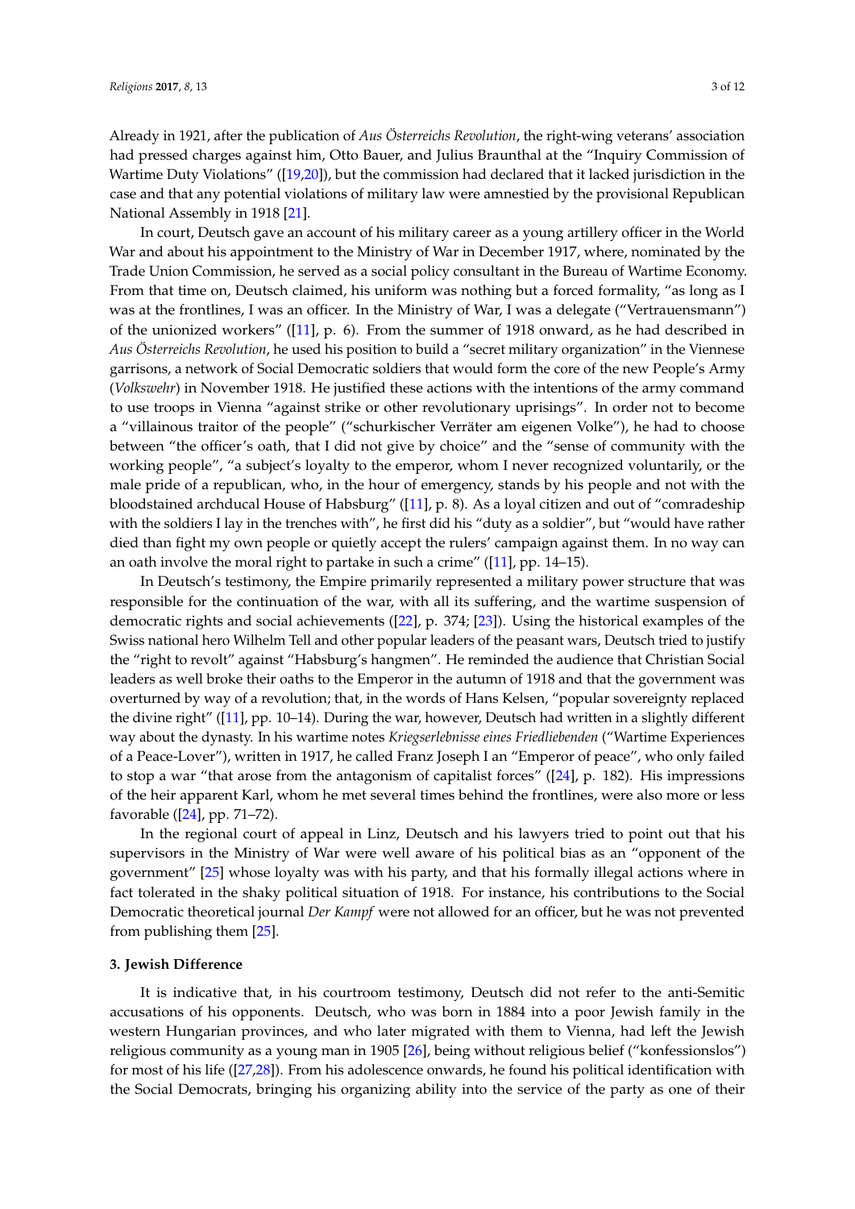Already in 1921, after the publication of *Aus Österreichs Revolution*, the right-wing veterans' association had pressed charges against him, Otto Bauer, and Julius Braunthal at the "Inquiry Commission of Wartime Duty Violations" ([19,20]), but the commission had declared that it lacked jurisdiction in the case and that any potential violations of military law were amnestied by the provisional Republican National Assembly in 1918 [21].

In court, Deutsch gave an account of his military career as a young artillery officer in the World War and about his appointment to the Ministry of War in December 1917, where, nominated by the Trade Union Commission, he served as a social policy consultant in the Bureau of Wartime Economy. From that time on, Deutsch claimed, his uniform was nothing but a forced formality, "as long as I was at the frontlines, I was an officer. In the Ministry of War, I was a delegate ("Vertrauensmann") of the unionized workers" ([11], p. 6). From the summer of 1918 onward, as he had described in *Aus Österreichs Revolution*, he used his position to build a "secret military organization" in the Viennese garrisons, a network of Social Democratic soldiers that would form the core of the new People's Army (*Volkswehr*) in November 1918. He justified these actions with the intentions of the army command to use troops in Vienna "against strike or other revolutionary uprisings". In order not to become a "villainous traitor of the people" ("schurkischer Verräter am eigenen Volke"), he had to choose between "the officer's oath, that I did not give by choice" and the "sense of community with the working people", "a subject's loyalty to the emperor, whom I never recognized voluntarily, or the male pride of a republican, who, in the hour of emergency, stands by his people and not with the bloodstained archducal House of Habsburg" ([11], p. 8). As a loyal citizen and out of "comradeship with the soldiers I lay in the trenches with", he first did his "duty as a soldier", but "would have rather died than fight my own people or quietly accept the rulers' campaign against them. In no way can an oath involve the moral right to partake in such a crime" ([11], pp. 14–15).

In Deutsch's testimony, the Empire primarily represented a military power structure that was responsible for the continuation of the war, with all its suffering, and the wartime suspension of democratic rights and social achievements ([22], p. 374; [23]). Using the historical examples of the Swiss national hero Wilhelm Tell and other popular leaders of the peasant wars, Deutsch tried to justify the "right to revolt" against "Habsburg's hangmen". He reminded the audience that Christian Social leaders as well broke their oaths to the Emperor in the autumn of 1918 and that the government was overturned by way of a revolution; that, in the words of Hans Kelsen, "popular sovereignty replaced the divine right" ([11], pp. 10–14). During the war, however, Deutsch had written in a slightly different way about the dynasty. In his wartime notes *Kriegserlebnisse eines Friedliebenden* ("Wartime Experiences of a Peace-Lover"), written in 1917, he called Franz Joseph I an "Emperor of peace", who only failed to stop a war "that arose from the antagonism of capitalist forces" ([24], p. 182). His impressions of the heir apparent Karl, whom he met several times behind the frontlines, were also more or less favorable ([24], pp. 71–72).

In the regional court of appeal in Linz, Deutsch and his lawyers tried to point out that his supervisors in the Ministry of War were well aware of his political bias as an "opponent of the government" [25] whose loyalty was with his party, and that his formally illegal actions where in fact tolerated in the shaky political situation of 1918. For instance, his contributions to the Social Democratic theoretical journal *Der Kampf* were not allowed for an officer, but he was not prevented from publishing them [25].

## 3. Jewish Difference

It is indicative that, in his courtroom testimony, Deutsch did not refer to the anti-Semitic accusations of his opponents. Deutsch, who was born in 1884 into a poor Jewish family in the western Hungarian provinces, and who later migrated with them to Vienna, had left the Jewish religious community as a young man in 1905 [26], being without religious belief ("konfessionslos") for most of his life ([27,28]). From his adolescence onwards, he found his political identification with the Social Democrats, bringing his organizing ability into the service of the party as one of their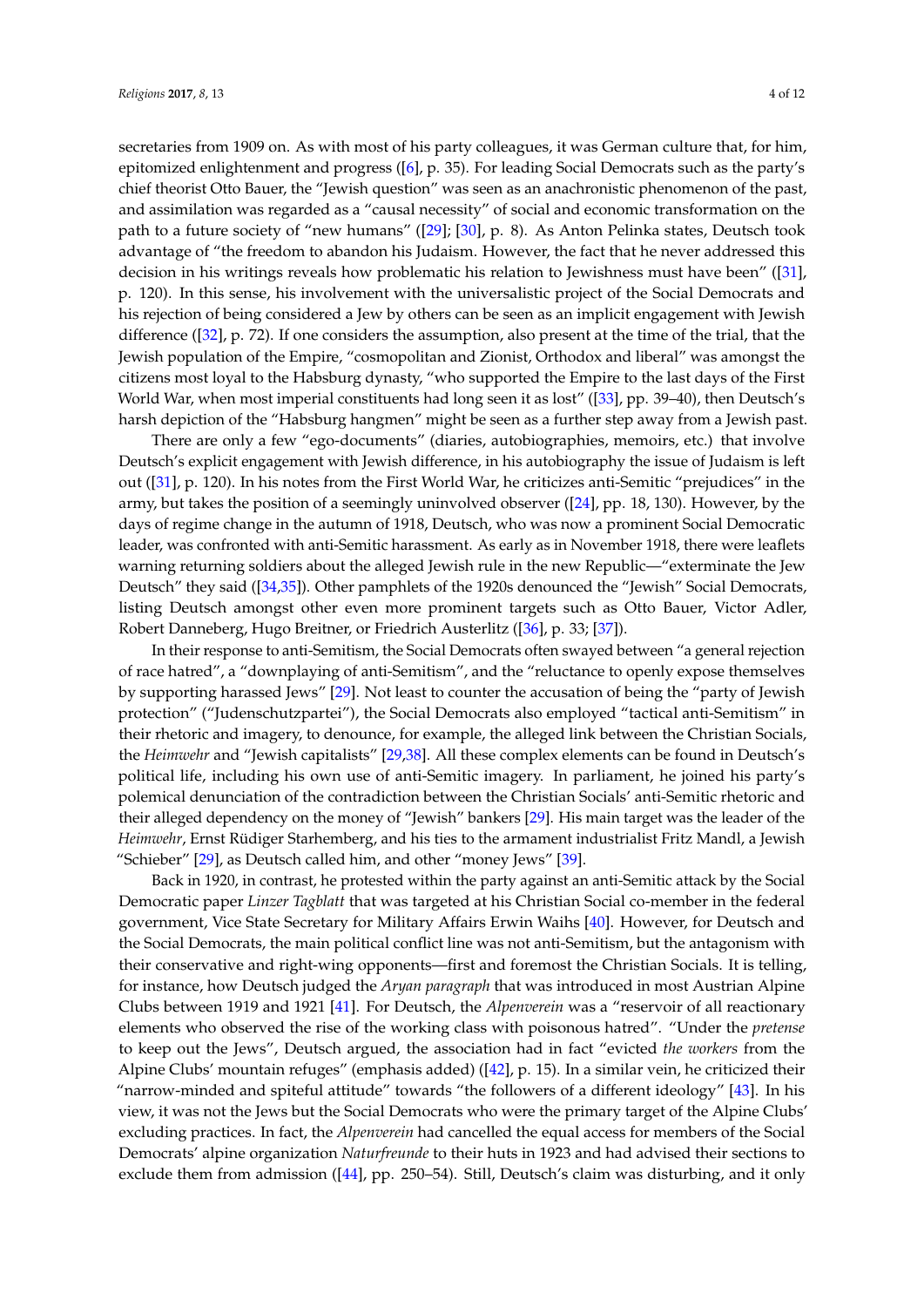secretaries from 1909 on. As with most of his party colleagues, it was German culture that, for him, epitomized enlightenment and progress ([6], p. 35). For leading Social Democrats such as the party's chief theorist Otto Bauer, the "Jewish question" was seen as an anachronistic phenomenon of the past, and assimilation was regarded as a "causal necessity" of social and economic transformation on the path to a future society of "new humans" ([29]; [30], p. 8). As Anton Pelinka states, Deutsch took advantage of "the freedom to abandon his Judaism. However, the fact that he never addressed this decision in his writings reveals how problematic his relation to Jewishness must have been" ([31], p. 120). In this sense, his involvement with the universalistic project of the Social Democrats and his rejection of being considered a Jew by others can be seen as an implicit engagement with Jewish difference ([32], p. 72). If one considers the assumption, also present at the time of the trial, that the Jewish population of the Empire, "cosmopolitan and Zionist, Orthodox and liberal" was amongst the citizens most loyal to the Habsburg dynasty, "who supported the Empire to the last days of the First World War, when most imperial constituents had long seen it as lost" ([33], pp. 39–40), then Deutsch's harsh depiction of the "Habsburg hangmen" might be seen as a further step away from a Jewish past.

There are only a few "ego-documents" (diaries, autobiographies, memoirs, etc.) that involve Deutsch's explicit engagement with Jewish difference, in his autobiography the issue of Judaism is left out ([31], p. 120). In his notes from the First World War, he criticizes anti-Semitic "prejudices" in the army, but takes the position of a seemingly uninvolved observer ([24], pp. 18, 130). However, by the days of regime change in the autumn of 1918, Deutsch, who was now a prominent Social Democratic leader, was confronted with anti-Semitic harassment. As early as in November 1918, there were leaflets warning returning soldiers about the alleged Jewish rule in the new Republic—"exterminate the Jew Deutsch" they said ([34,35]). Other pamphlets of the 1920s denounced the "Jewish" Social Democrats, listing Deutsch amongst other even more prominent targets such as Otto Bauer, Victor Adler, Robert Danneberg, Hugo Breitner, or Friedrich Austerlitz ([36], p. 33; [37]).

In their response to anti-Semitism, the Social Democrats often swayed between "a general rejection of race hatred", a "downplaying of anti-Semitism", and the "reluctance to openly expose themselves by supporting harassed Jews" [29]. Not least to counter the accusation of being the "party of Jewish protection" ("Judenschutzpartei"), the Social Democrats also employed "tactical anti-Semitism" in their rhetoric and imagery, to denounce, for example, the alleged link between the Christian Socials, the *Heimwehr* and "Jewish capitalists" [29,38]. All these complex elements can be found in Deutsch's political life, including his own use of anti-Semitic imagery. In parliament, he joined his party's polemical denunciation of the contradiction between the Christian Socials' anti-Semitic rhetoric and their alleged dependency on the money of "Jewish" bankers [29]. His main target was the leader of the *Heimwehr*, Ernst Rüdiger Starhemberg, and his ties to the armament industrialist Fritz Mandl, a Jewish "Schieber" [29], as Deutsch called him, and other "money Jews" [39].

Back in 1920, in contrast, he protested within the party against an anti-Semitic attack by the Social Democratic paper *Linzer Tagblatt* that was targeted at his Christian Social co-member in the federal government, Vice State Secretary for Military Affairs Erwin Waihs [40]. However, for Deutsch and the Social Democrats, the main political conflict line was not anti-Semitism, but the antagonism with their conservative and right-wing opponents—first and foremost the Christian Socials. It is telling, for instance, how Deutsch judged the *Aryan paragraph* that was introduced in most Austrian Alpine Clubs between 1919 and 1921 [41]. For Deutsch, the *Alpenverein* was a "reservoir of all reactionary elements who observed the rise of the working class with poisonous hatred". "Under the *pretense* to keep out the Jews", Deutsch argued, the association had in fact "evicted *the workers* from the Alpine Clubs' mountain refuges" (emphasis added) ([42], p. 15). In a similar vein, he criticized their "narrow-minded and spiteful attitude" towards "the followers of a different ideology" [43]. In his view, it was not the Jews but the Social Democrats who were the primary target of the Alpine Clubs' excluding practices. In fact, the *Alpenverein* had cancelled the equal access for members of the Social Democrats' alpine organization *Naturfreunde* to their huts in 1923 and had advised their sections to exclude them from admission ([44], pp. 250–54). Still, Deutsch's claim was disturbing, and it only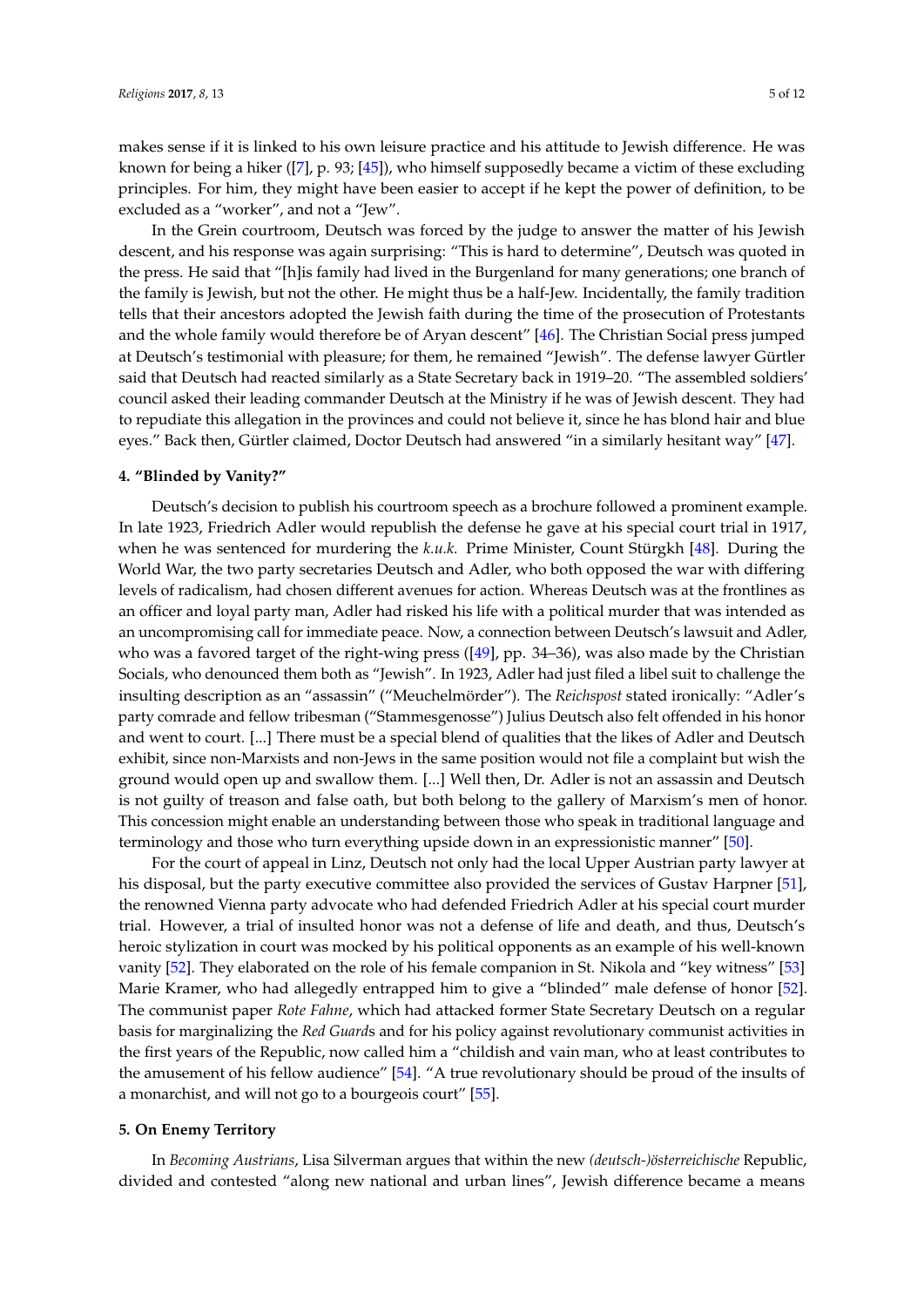makes sense if it is linked to his own leisure practice and his attitude to Jewish difference. He was known for being a hiker ([7], p. 93; [45]), who himself supposedly became a victim of these excluding principles. For him, they might have been easier to accept if he kept the power of definition, to be excluded as a "worker", and not a "Jew".

In the Grein courtroom, Deutsch was forced by the judge to answer the matter of his Jewish descent, and his response was again surprising: "This is hard to determine", Deutsch was quoted in the press. He said that "[h]is family had lived in the Burgenland for many generations; one branch of the family is Jewish, but not the other. He might thus be a half-Jew. Incidentally, the family tradition tells that their ancestors adopted the Jewish faith during the time of the prosecution of Protestants and the whole family would therefore be of Aryan descent" [46]. The Christian Social press jumped at Deutsch's testimonial with pleasure; for them, he remained "Jewish". The defense lawyer Gürtler said that Deutsch had reacted similarly as a State Secretary back in 1919–20. "The assembled soldiers' council asked their leading commander Deutsch at the Ministry if he was of Jewish descent. They had to repudiate this allegation in the provinces and could not believe it, since he has blond hair and blue eyes." Back then, Gürtler claimed, Doctor Deutsch had answered "in a similarly hesitant way" [47].

## 4. "Blinded by Vanity?"

Deutsch's decision to publish his courtroom speech as a brochure followed a prominent example. In late 1923, Friedrich Adler would republish the defense he gave at his special court trial in 1917, when he was sentenced for murdering the *k.u.k.* Prime Minister, Count Stürgkh [48]. During the World War, the two party secretaries Deutsch and Adler, who both opposed the war with differing levels of radicalism, had chosen different avenues for action. Whereas Deutsch was at the frontlines as an officer and loyal party man, Adler had risked his life with a political murder that was intended as an uncompromising call for immediate peace. Now, a connection between Deutsch's lawsuit and Adler, who was a favored target of the right-wing press ([49], pp. 34–36), was also made by the Christian Socials, who denounced them both as "Jewish". In 1923, Adler had just filed a libel suit to challenge the insulting description as an "assassin" ("Meuchelmörder"). The *Reichspost* stated ironically: "Adler's party comrade and fellow tribesman ("Stammesgenosse") Julius Deutsch also felt offended in his honor and went to court. [...] There must be a special blend of qualities that the likes of Adler and Deutsch exhibit, since non-Marxists and non-Jews in the same position would not file a complaint but wish the ground would open up and swallow them. [...] Well then, Dr. Adler is not an assassin and Deutsch is not guilty of treason and false oath, but both belong to the gallery of Marxism's men of honor. This concession might enable an understanding between those who speak in traditional language and terminology and those who turn everything upside down in an expressionistic manner" [50].

For the court of appeal in Linz, Deutsch not only had the local Upper Austrian party lawyer at his disposal, but the party executive committee also provided the services of Gustav Harpner [51], the renowned Vienna party advocate who had defended Friedrich Adler at his special court murder trial. However, a trial of insulted honor was not a defense of life and death, and thus, Deutsch's heroic stylization in court was mocked by his political opponents as an example of his well-known vanity [52]. They elaborated on the role of his female companion in St. Nikola and "key witness" [53] Marie Kramer, who had allegedly entrapped him to give a "blinded" male defense of honor [52]. The communist paper *Rote Fahne*, which had attacked former State Secretary Deutsch on a regular basis for marginalizing the *Red Guard*s and for his policy against revolutionary communist activities in the first years of the Republic, now called him a "childish and vain man, who at least contributes to the amusement of his fellow audience" [54]. "A true revolutionary should be proud of the insults of a monarchist, and will not go to a bourgeois court" [55].

## 5. On Enemy Territory

In *Becoming Austrians*, Lisa Silverman argues that within the new *(deutsch-)österreichische* Republic, divided and contested "along new national and urban lines", Jewish difference became a means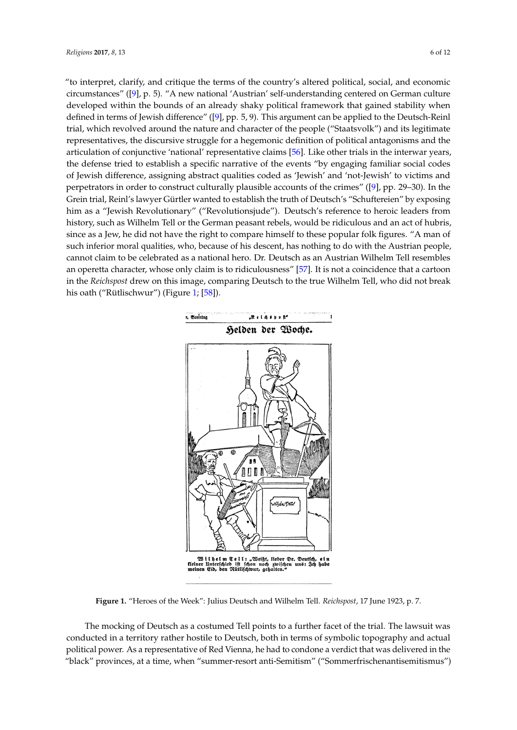"to interpret, clarify, and critique the terms of the country's altered political, social, and economic circumstances" ([9], p. 5). "A new national 'Austrian' self-understanding centered on German culture developed within the bounds of an already shaky political framework that gained stability when defined in terms of Jewish difference" ([9], pp. 5, 9). This argument can be applied to the Deutsch-Reinl trial, which revolved around the nature and character of the people ("Staatsvolk") and its legitimate representatives, the discursive struggle for a hegemonic definition of political antagonisms and the articulation of conjunctive 'national' representative claims [56]. Like other trials in the interwar years, the defense tried to establish a specific narrative of the events "by engaging familiar social codes of Jewish difference, assigning abstract qualities coded as 'Jewish' and 'not-Jewish' to victims and perpetrators in order to construct culturally plausible accounts of the crimes" ([9], pp. 29–30). In the Grein trial, Reinl's lawyer Gürtler wanted to establish the truth of Deutsch's "Schuftereien" by exposing him as a "Jewish Revolutionary" ("Revolutionsjude"). Deutsch's reference to heroic leaders from history, such as Wilhelm Tell or the German peasant rebels, would be ridiculous and an act of hubris, since as a Jew, he did not have the right to compare himself to these popular folk figures. "A man of such inferior moral qualities, who, because of his descent, has nothing to do with the Austrian people, cannot claim to be celebrated as a national hero. Dr. Deutsch as an Austrian Wilhelm Tell resembles an operetta character, whose only claim is to ridiculousness" [57]. It is not a coincidence that a cartoon in the *Reichspost* drew on this image, comparing Deutsch to the true Wilhelm Tell, who did not break his oath ("Rütlischwur") (Figure 1; [58]).

**Figure 1.** "Heroes of the Week": Julius Deutsch and Wilhelm Tell. *Reichspost*, 17 June 1923, p. 7.

The mocking of Deutsch as a costumed Tell points to a further facet of the trial. The lawsuit was conducted in a territory rather hostile to Deutsch, both in terms of symbolic topography and actual political power. As a representative of Red Vienna, he had to condone a verdict that was delivered in the "black" provinces, at a time, when "summer-resort anti-Semitism" ("Sommerfrischenantisemitismus")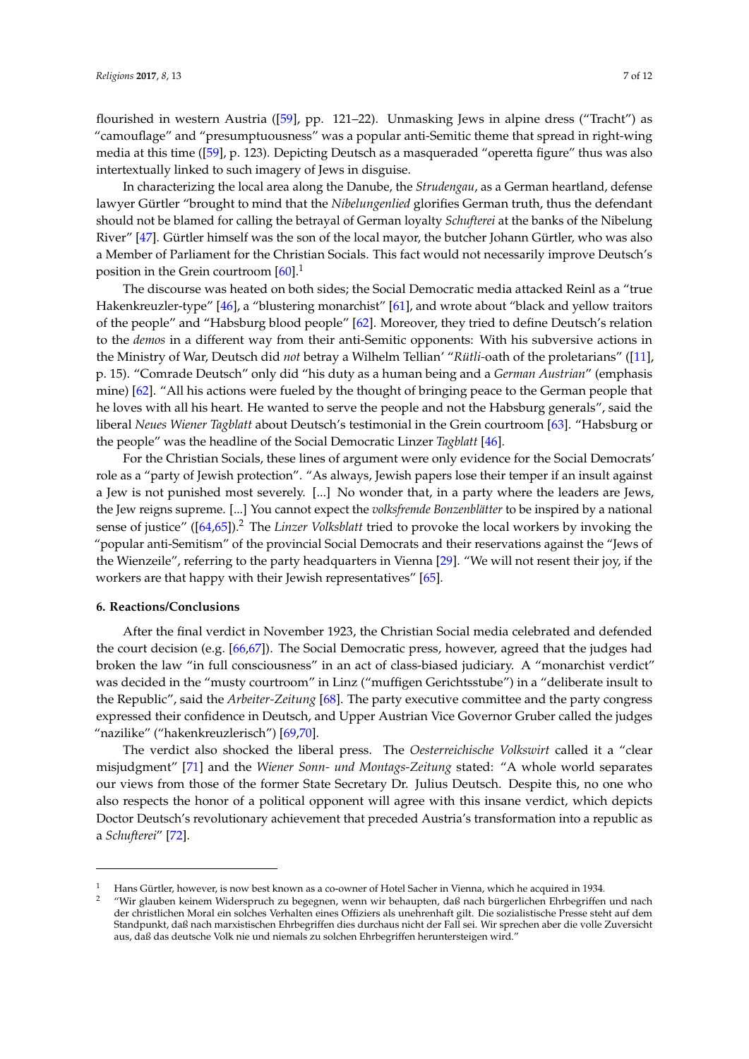flourished in western Austria ([59], pp. 121–22). Unmasking Jews in alpine dress ("Tracht") as "camouflage" and "presumptuousness" was a popular anti-Semitic theme that spread in right-wing media at this time ([59], p. 123). Depicting Deutsch as a masqueraded "operetta figure" thus was also intertextually linked to such imagery of Jews in disguise.

In characterizing the local area along the Danube, the *Strudengau*, as a German heartland, defense lawyer Gürtler "brought to mind that the *Nibelungenlied* glorifies German truth, thus the defendant should not be blamed for calling the betrayal of German loyalty *Schufterei* at the banks of the Nibelung River" [47]. Gürtler himself was the son of the local mayor, the butcher Johann Gürtler, who was also a Member of Parliament for the Christian Socials. This fact would not necessarily improve Deutsch's position in the Grein courtroom [60].[1]

The discourse was heated on both sides; the Social Democratic media attacked Reinl as a "true Hakenkreuzler-type" [46], a "blustering monarchist" [61], and wrote about "black and yellow traitors of the people" and "Habsburg blood people" [62]. Moreover, they tried to define Deutsch's relation to the *demos* in a different way from their anti-Semitic opponents: With his subversive actions in the Ministry of War, Deutsch did *not* betray a Wilhelm Tellian' "*Rütli*-oath of the proletarians" ([11], p. 15). "Comrade Deutsch" only did "his duty as a human being and a *German Austrian*" (emphasis mine) [62]. "All his actions were fueled by the thought of bringing peace to the German people that he loves with all his heart. He wanted to serve the people and not the Habsburg generals", said the liberal *Neues Wiener Tagblatt* about Deutsch's testimonial in the Grein courtroom [63]. "Habsburg or the people" was the headline of the Social Democratic Linzer *Tagblatt* [46].

For the Christian Socials, these lines of argument were only evidence for the Social Democrats' role as a "party of Jewish protection". "As always, Jewish papers lose their temper if an insult against a Jew is not punished most severely. [...] No wonder that, in a party where the leaders are Jews, the Jew reigns supreme. [...] You cannot expect the *volksfremde Bonzenblätter* to be inspired by a national sense of justice" ([64,65]).[2] The *Linzer Volksblatt* tried to provoke the local workers by invoking the "popular anti-Semitism" of the provincial Social Democrats and their reservations against the "Jews of the Wienzeile", referring to the party headquarters in Vienna [29]. "We will not resent their joy, if the workers are that happy with their Jewish representatives" [65].

#### 6. Reactions/Conclusions

After the final verdict in November 1923, the Christian Social media celebrated and defended the court decision (e.g. [66,67]). The Social Democratic press, however, agreed that the judges had broken the law "in full consciousness" in an act of class-biased judiciary. A "monarchist verdict" was decided in the "musty courtroom" in Linz ("muffigen Gerichtsstube") in a "deliberate insult to the Republic", said the *Arbeiter-Zeitung* [68]. The party executive committee and the party congress expressed their confidence in Deutsch, and Upper Austrian Vice Governor Gruber called the judges "nazilike" ("hakenkreuzlerisch") [69,70].

The verdict also shocked the liberal press. The *Oesterreichische Volkswirt* called it a "clear misjudgment" [71] and the *Wiener Sonn- und Montags-Zeitung* stated: "A whole world separates our views from those of the former State Secretary Dr. Julius Deutsch. Despite this, no one who also respects the honor of a political opponent will agree with this insane verdict, which depicts Doctor Deutsch's revolutionary achievement that preceded Austria's transformation into a republic as a *Schufterei*" [72].

---

[1] Hans Gürtler, however, is now best known as a co-owner of Hotel Sacher in Vienna, which he acquired in 1934.

[2] "Wir glauben keinem Widerspruch zu begegnen, wenn wir behaupten, daß nach bürgerlichen Ehrbegriffen und nach der christlichen Moral ein solches Verhalten eines Offiziers als unehrenhaft gilt. Die sozialistische Presse steht auf dem Standpunkt, daß nach marxistischen Ehrbegriffen dies durchaus nicht der Fall sei. Wir sprechen aber die volle Zuversicht aus, daß das deutsche Volk nie und niemals zu solchen Ehrbegriffen heruntersteigen wird."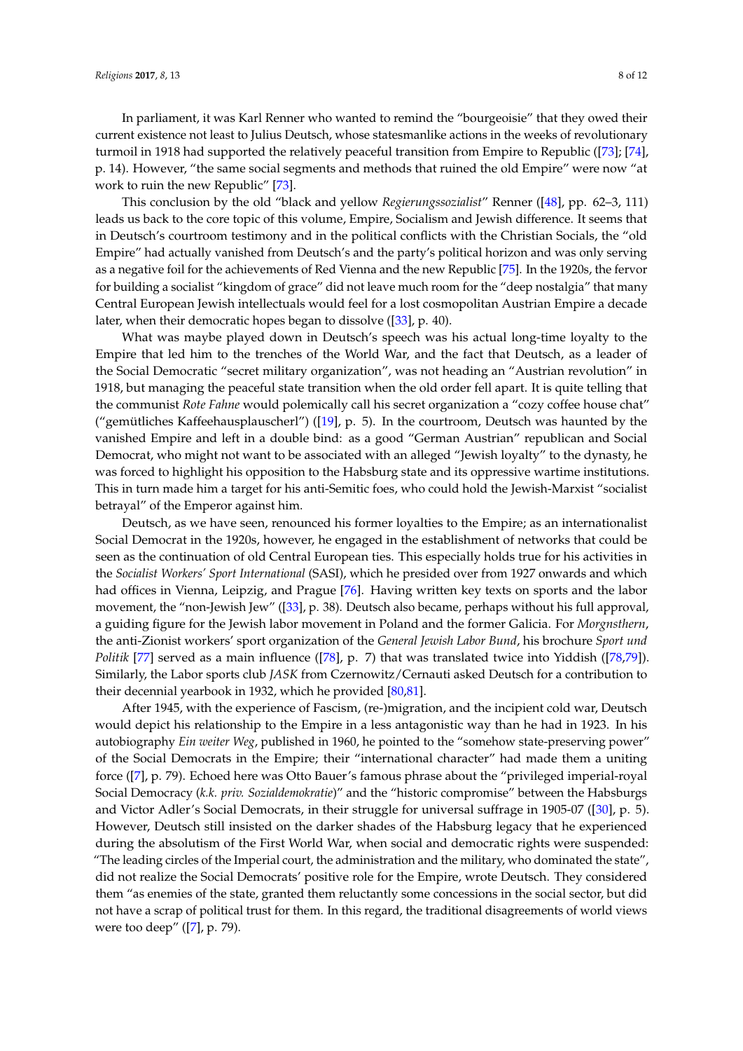In parliament, it was Karl Renner who wanted to remind the "bourgeoisie" that they owed their current existence not least to Julius Deutsch, whose statesmanlike actions in the weeks of revolutionary turmoil in 1918 had supported the relatively peaceful transition from Empire to Republic ([73]; [74], p. 14). However, "the same social segments and methods that ruined the old Empire" were now "at work to ruin the new Republic" [73].

This conclusion by the old "black and yellow *Regierungssozialist*" Renner ([48], pp. 62–3, 111) leads us back to the core topic of this volume, Empire, Socialism and Jewish difference. It seems that in Deutsch's courtroom testimony and in the political conflicts with the Christian Socials, the "old Empire" had actually vanished from Deutsch's and the party's political horizon and was only serving as a negative foil for the achievements of Red Vienna and the new Republic [75]. In the 1920s, the fervor for building a socialist "kingdom of grace" did not leave much room for the "deep nostalgia" that many Central European Jewish intellectuals would feel for a lost cosmopolitan Austrian Empire a decade later, when their democratic hopes began to dissolve ([33], p. 40).

What was maybe played down in Deutsch's speech was his actual long-time loyalty to the Empire that led him to the trenches of the World War, and the fact that Deutsch, as a leader of the Social Democratic "secret military organization", was not heading an "Austrian revolution" in 1918, but managing the peaceful state transition when the old order fell apart. It is quite telling that the communist *Rote Fahne* would polemically call his secret organization a "cozy coffee house chat" ("gemütliches Kaffeehausplauscherl") ([19], p. 5). In the courtroom, Deutsch was haunted by the vanished Empire and left in a double bind: as a good "German Austrian" republican and Social Democrat, who might not want to be associated with an alleged "Jewish loyalty" to the dynasty, he was forced to highlight his opposition to the Habsburg state and its oppressive wartime institutions. This in turn made him a target for his anti-Semitic foes, who could hold the Jewish-Marxist "socialist betrayal" of the Emperor against him.

Deutsch, as we have seen, renounced his former loyalties to the Empire; as an internationalist Social Democrat in the 1920s, however, he engaged in the establishment of networks that could be seen as the continuation of old Central European ties. This especially holds true for his activities in the *Socialist Workers' Sport International* (SASI), which he presided over from 1927 onwards and which had offices in Vienna, Leipzig, and Prague [76]. Having written key texts on sports and the labor movement, the "non-Jewish Jew" ([33], p. 38). Deutsch also became, perhaps without his full approval, a guiding figure for the Jewish labor movement in Poland and the former Galicia. For *Morgnsthern*, the anti-Zionist workers' sport organization of the *General Jewish Labor Bund*, his brochure *Sport und Politik* [77] served as a main influence ([78], p. 7) that was translated twice into Yiddish ([78,79]). Similarly, the Labor sports club *JASK* from Czernowitz/Cernauti asked Deutsch for a contribution to their decennial yearbook in 1932, which he provided [80,81].

After 1945, with the experience of Fascism, (re-)migration, and the incipient cold war, Deutsch would depict his relationship to the Empire in a less antagonistic way than he had in 1923. In his autobiography *Ein weiter Weg*, published in 1960, he pointed to the "somehow state-preserving power" of the Social Democrats in the Empire; their "international character" had made them a uniting force ([7], p. 79). Echoed here was Otto Bauer's famous phrase about the "privileged imperial-royal Social Democracy (*k.k. priv. Sozialdemokratie*)" and the "historic compromise" between the Habsburgs and Victor Adler's Social Democrats, in their struggle for universal suffrage in 1905-07 ([30], p. 5). However, Deutsch still insisted on the darker shades of the Habsburg legacy that he experienced during the absolutism of the First World War, when social and democratic rights were suspended: "The leading circles of the Imperial court, the administration and the military, who dominated the state", did not realize the Social Democrats' positive role for the Empire, wrote Deutsch. They considered them "as enemies of the state, granted them reluctantly some concessions in the social sector, but did not have a scrap of political trust for them. In this regard, the traditional disagreements of world views were too deep" ([7], p. 79).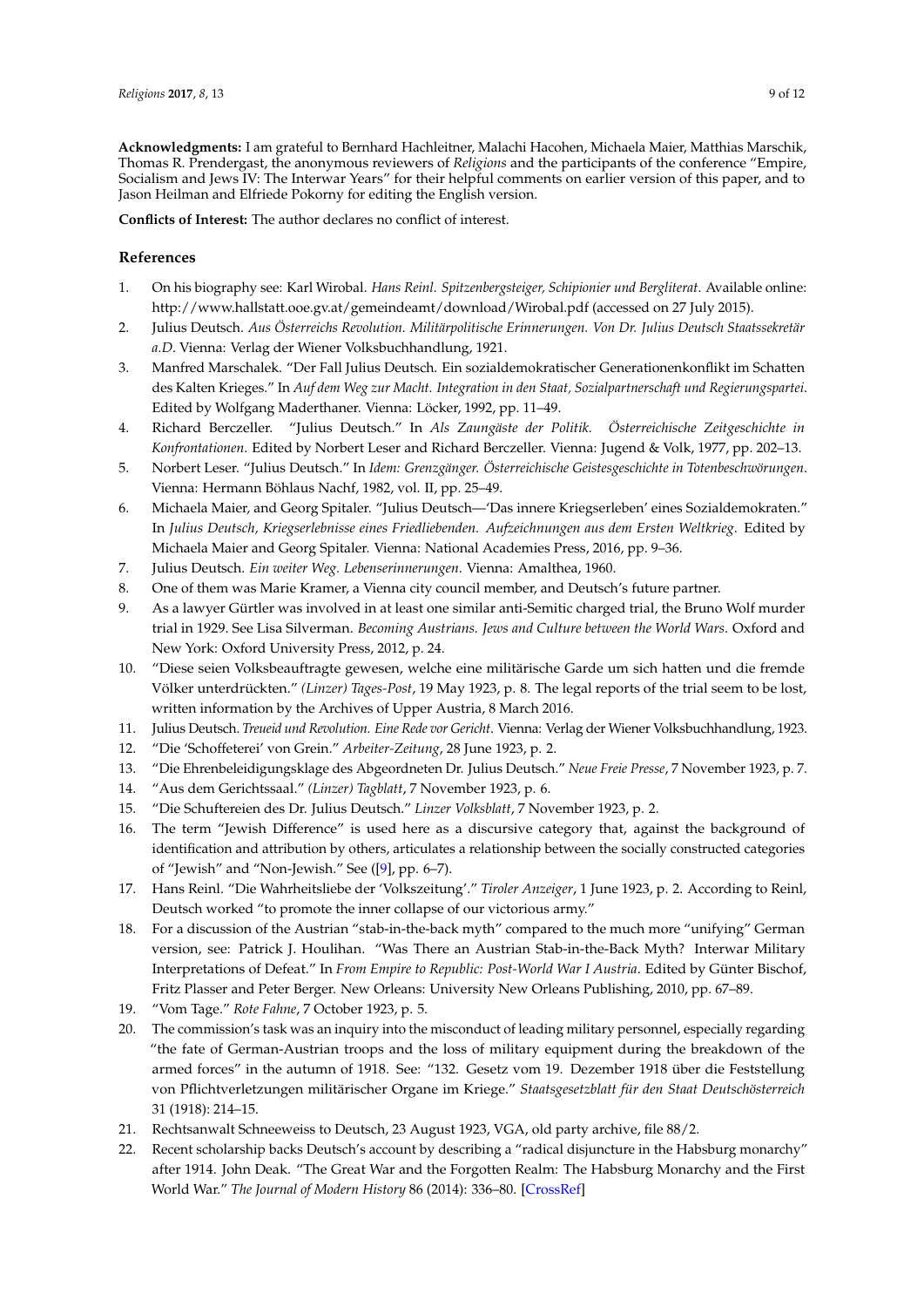**Acknowledgments:** I am grateful to Bernhard Hachleitner, Malachi Hacohen, Michaela Maier, Matthias Marschik, Thomas R. Prendergast, the anonymous reviewers of *Religions* and the participants of the conference "Empire, Socialism and Jews IV: The Interwar Years" for their helpful comments on earlier version of this paper, and to Jason Heilman and Elfriede Pokorny for editing the English version.

**Conflicts of Interest:** The author declares no conflict of interest.

## References

1. On his biography see: Karl Wirobal. *Hans Reinl. Spitzenbergsteiger, Schipionier und Bergliterat*. Available online: http://www.hallstatt.ooe.gv.at/gemeindeamt/download/Wirobal.pdf (accessed on 27 July 2015).
2. Julius Deutsch. *Aus Österreichs Revolution. Militärpolitische Erinnerungen. Von Dr. Julius Deutsch Staatssekretär a.D.* Vienna: Verlag der Wiener Volksbuchhandlung, 1921.
3. Manfred Marschalek. "Der Fall Julius Deutsch. Ein sozialdemokratischer Generationenkonflikt im Schatten des Kalten Krieges." In *Auf dem Weg zur Macht. Integration in den Staat, Sozialpartnerschaft und Regierungspartei*. Edited by Wolfgang Maderthaner. Vienna: Löcker, 1992, pp. 11–49.
4. Richard Berczeller. "Julius Deutsch." In *Als Zaungäste der Politik. Österreichische Zeitgeschichte in Konfrontationen.* Edited by Norbert Leser and Richard Berczeller. Vienna: Jugend & Volk, 1977, pp. 202–13.
5. Norbert Leser. "Julius Deutsch." In *Idem: Grenzgänger. Österreichische Geistesgeschichte in Totenbeschwörungen*. Vienna: Hermann Böhlaus Nachf, 1982, vol. II, pp. 25–49.
6. Michaela Maier, and Georg Spitaler. "Julius Deutsch—'Das innere Kriegserleben' eines Sozialdemokraten." In *Julius Deutsch, Kriegserlebnisse eines Friedliebenden. Aufzeichnungen aus dem Ersten Weltkrieg*. Edited by Michaela Maier and Georg Spitaler. Vienna: National Academies Press, 2016, pp. 9–36.
7. Julius Deutsch. *Ein weiter Weg. Lebenserinnerungen*. Vienna: Amalthea, 1960.
8. One of them was Marie Kramer, a Vienna city council member, and Deutsch's future partner.
9. As a lawyer Gürtler was involved in at least one similar anti-Semitic charged trial, the Bruno Wolf murder trial in 1929. See Lisa Silverman. *Becoming Austrians. Jews and Culture between the World Wars*. Oxford and New York: Oxford University Press, 2012, p. 24.
10. "Diese seien Volksbeauftragte gewesen, welche eine militärische Garde um sich hatten und die fremde Völker unterdrückten." *(Linzer) Tages-Post*, 19 May 1923, p. 8. The legal reports of the trial seem to be lost, written information by the Archives of Upper Austria, 8 March 2016.
11. Julius Deutsch. *Treueid und Revolution. Eine Rede vor Gericht*. Vienna: Verlag der Wiener Volksbuchhandlung, 1923.
12. "Die 'Schoffeterei' von Grein." *Arbeiter-Zeitung*, 28 June 1923, p. 2.
13. "Die Ehrenbeleidigungsklage des Abgeordneten Dr. Julius Deutsch." *Neue Freie Presse*, 7 November 1923, p. 7.
14. "Aus dem Gerichtssaal." *(Linzer) Tagblatt*, 7 November 1923, p. 6.
15. "Die Schuftereien des Dr. Julius Deutsch." *Linzer Volksblatt*, 7 November 1923, p. 2.
16. The term "Jewish Difference" is used here as a discursive category that, against the background of identification and attribution by others, articulates a relationship between the socially constructed categories of "Jewish" and "Non-Jewish." See ([9], pp. 6–7).
17. Hans Reinl. "Die Wahrheitsliebe der 'Volkszeitung'." *Tiroler Anzeiger*, 1 June 1923, p. 2. According to Reinl, Deutsch worked "to promote the inner collapse of our victorious army."
18. For a discussion of the Austrian "stab-in-the-back myth" compared to the much more "unifying" German version, see: Patrick J. Houlihan. "Was There an Austrian Stab-in-the-Back Myth? Interwar Military Interpretations of Defeat." In *From Empire to Republic: Post-World War I Austria*. Edited by Günter Bischof, Fritz Plasser and Peter Berger. New Orleans: University New Orleans Publishing, 2010, pp. 67–89.
19. "Vom Tage." *Rote Fahne*, 7 October 1923, p. 5.
20. The commission's task was an inquiry into the misconduct of leading military personnel, especially regarding "the fate of German-Austrian troops and the loss of military equipment during the breakdown of the armed forces" in the autumn of 1918. See: "132. Gesetz vom 19. Dezember 1918 über die Feststellung von Pflichtverletzungen militärischer Organe im Kriege." *Staatsgesetzblatt für den Staat Deutschösterreich* 31 (1918): 214–15.
21. Rechtsanwalt Schneeweiss to Deutsch, 23 August 1923, VGA, old party archive, file 88/2.
22. Recent scholarship backs Deutsch's account by describing a "radical disjuncture in the Habsburg monarchy" after 1914. John Deak. "The Great War and the Forgotten Realm: The Habsburg Monarchy and the First World War." *The Journal of Modern History* 86 (2014): 336–80. [CrossRef]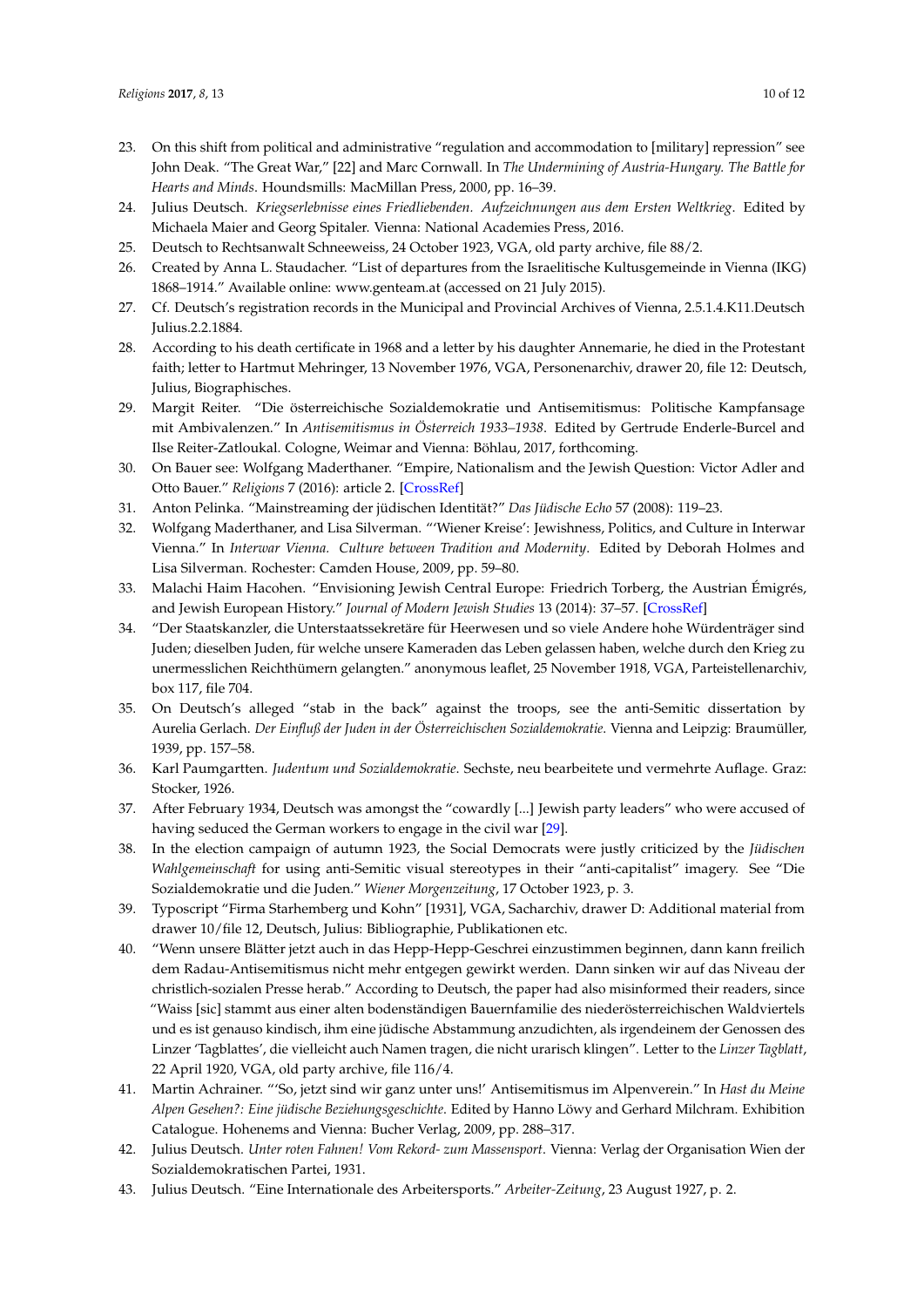23. On this shift from political and administrative "regulation and accommodation to [military] repression" see John Deak. "The Great War," [22] and Marc Cornwall. In *The Undermining of Austria-Hungary. The Battle for Hearts and Minds*. Houndsmills: MacMillan Press, 2000, pp. 16–39.
24. Julius Deutsch. *Kriegserlebnisse eines Friedliebenden. Aufzeichnungen aus dem Ersten Weltkrieg*. Edited by Michaela Maier and Georg Spitaler. Vienna: National Academies Press, 2016.
25. Deutsch to Rechtsanwalt Schneeweiss, 24 October 1923, VGA, old party archive, file 88/2.
26. Created by Anna L. Staudacher. "List of departures from the Israelitische Kultusgemeinde in Vienna (IKG) 1868–1914." Available online: www.genteam.at (accessed on 21 July 2015).
27. Cf. Deutsch's registration records in the Municipal and Provincial Archives of Vienna, 2.5.1.4.K11.Deutsch Julius.2.2.1884.
28. According to his death certificate in 1968 and a letter by his daughter Annemarie, he died in the Protestant faith; letter to Hartmut Mehringer, 13 November 1976, VGA, Personenarchiv, drawer 20, file 12: Deutsch, Julius, Biographisches.
29. Margit Reiter. "Die österreichische Sozialdemokratie und Antisemitismus: Politische Kampfansage mit Ambivalenzen." In *Antisemitismus in Österreich 1933–1938*. Edited by Gertrude Enderle-Burcel and Ilse Reiter-Zatloukal. Cologne, Weimar and Vienna: Böhlau, 2017, forthcoming.
30. On Bauer see: Wolfgang Maderthaner. "Empire, Nationalism and the Jewish Question: Victor Adler and Otto Bauer." *Religions* 7 (2016): article 2. [CrossRef]
31. Anton Pelinka. "Mainstreaming der jüdischen Identität?" *Das Jüdische Echo* 57 (2008): 119–23.
32. Wolfgang Maderthaner, and Lisa Silverman. "'Wiener Kreise': Jewishness, Politics, and Culture in Interwar Vienna." In *Interwar Vienna. Culture between Tradition and Modernity*. Edited by Deborah Holmes and Lisa Silverman. Rochester: Camden House, 2009, pp. 59–80.
33. Malachi Haim Hacohen. "Envisioning Jewish Central Europe: Friedrich Torberg, the Austrian Émigrés, and Jewish European History." *Journal of Modern Jewish Studies* 13 (2014): 37–57. [CrossRef]
34. "Der Staatskanzler, die Unterstaatssekretäre für Heerwesen und so viele Andere hohe Würdenträger sind Juden; dieselben Juden, für welche unsere Kameraden das Leben gelassen haben, welche durch den Krieg zu unermesslichen Reichthümern gelangten." anonymous leaflet, 25 November 1918, VGA, Parteistellenarchiv, box 117, file 704.
35. On Deutsch's alleged "stab in the back" against the troops, see the anti-Semitic dissertation by Aurelia Gerlach. *Der Einfluß der Juden in der Österreichischen Sozialdemokratie*. Vienna and Leipzig: Braumüller, 1939, pp. 157–58.
36. Karl Paumgartten. *Judentum und Sozialdemokratie*. Sechste, neu bearbeitete und vermehrte Auflage. Graz: Stocker, 1926.
37. After February 1934, Deutsch was amongst the "cowardly [...] Jewish party leaders" who were accused of having seduced the German workers to engage in the civil war [29].
38. In the election campaign of autumn 1923, the Social Democrats were justly criticized by the *Jüdischen Wahlgemeinschaft* for using anti-Semitic visual stereotypes in their "anti-capitalist" imagery. See "Die Sozialdemokratie und die Juden." *Wiener Morgenzeitung*, 17 October 1923, p. 3.
39. Typoscript "Firma Starhemberg und Kohn" [1931], VGA, Sacharchiv, drawer D: Additional material from drawer 10/file 12, Deutsch, Julius: Bibliographie, Publikationen etc.
40. "Wenn unsere Blätter jetzt auch in das Hepp-Hepp-Geschrei einzustimmen beginnen, dann kann freilich dem Radau-Antisemitismus nicht mehr entgegen gewirkt werden. Dann sinken wir auf das Niveau der christlich-sozialen Presse herab." According to Deutsch, the paper had also misinformed their readers, since "Waiss [sic] stammt aus einer alten bodenständigen Bauernfamilie des niederösterreichischen Waldviertels und es ist genauso kindisch, ihm eine jüdische Abstammung anzudichten, als irgendeinem der Genossen des Linzer 'Tagblattes', die vielleicht auch Namen tragen, die nicht urarisch klingen". Letter to the *Linzer Tagblatt*, 22 April 1920, VGA, old party archive, file 116/4.
41. Martin Achrainer. "'So, jetzt sind wir ganz unter uns!' Antisemitismus im Alpenverein." In *Hast du Meine Alpen Gesehen?: Eine jüdische Beziehungsgeschichte*. Edited by Hanno Löwy and Gerhard Milchram. Exhibition Catalogue. Hohenems and Vienna: Bucher Verlag, 2009, pp. 288–317.
42. Julius Deutsch. *Unter roten Fahnen! Vom Rekord- zum Massensport*. Vienna: Verlag der Organisation Wien der Sozialdemokratischen Partei, 1931.
43. Julius Deutsch. "Eine Internationale des Arbeitersports." *Arbeiter-Zeitung*, 23 August 1927, p. 2.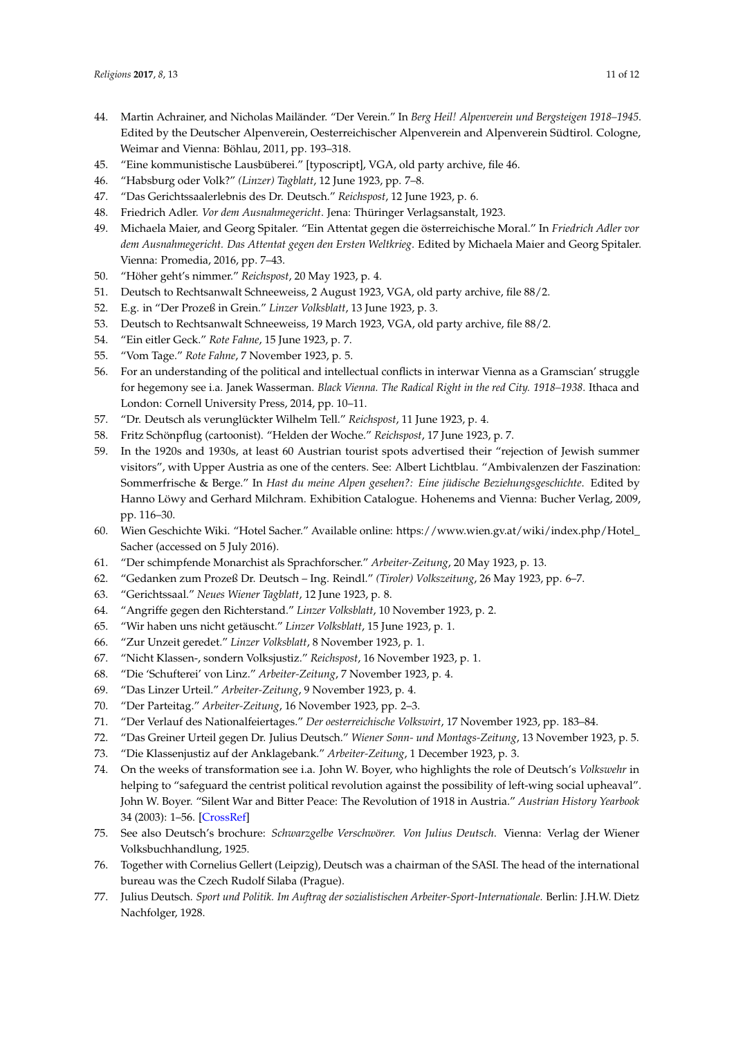44. Martin Achrainer, and Nicholas Mailänder. "Der Verein." In *Berg Heil! Alpenverein und Bergsteigen 1918–1945*. Edited by the Deutscher Alpenverein, Oesterreichischer Alpenverein and Alpenverein Südtirol. Cologne, Weimar and Vienna: Böhlau, 2011, pp. 193–318.
45. "Eine kommunistische Lausbüberei." [typoscript], VGA, old party archive, file 46.
46. "Habsburg oder Volk?" *(Linzer) Tagblatt*, 12 June 1923, pp. 7–8.
47. "Das Gerichtssaalerlebnis des Dr. Deutsch." *Reichspost*, 12 June 1923, p. 6.
48. Friedrich Adler. *Vor dem Ausnahmegericht*. Jena: Thüringer Verlagsanstalt, 1923.
49. Michaela Maier, and Georg Spitaler. "Ein Attentat gegen die österreichische Moral." In *Friedrich Adler vor dem Ausnahmegericht. Das Attentat gegen den Ersten Weltkrieg*. Edited by Michaela Maier and Georg Spitaler. Vienna: Promedia, 2016, pp. 7–43.
50. "Höher geht's nimmer." *Reichspost*, 20 May 1923, p. 4.
51. Deutsch to Rechtsanwalt Schneeweiss, 2 August 1923, VGA, old party archive, file 88/2.
52. E.g. in "Der Prozeß in Grein." *Linzer Volksblatt*, 13 June 1923, p. 3.
53. Deutsch to Rechtsanwalt Schneeweiss, 19 March 1923, VGA, old party archive, file 88/2.
54. "Ein eitler Geck." *Rote Fahne*, 15 June 1923, p. 7.
55. "Vom Tage." *Rote Fahne*, 7 November 1923, p. 5.
56. For an understanding of the political and intellectual conflicts in interwar Vienna as a Gramscian' struggle for hegemony see i.a. Janek Wasserman. *Black Vienna. The Radical Right in the red City. 1918–1938*. Ithaca and London: Cornell University Press, 2014, pp. 10–11.
57. "Dr. Deutsch als verunglückter Wilhelm Tell." *Reichspost*, 11 June 1923, p. 4.
58. Fritz Schönpflug (cartoonist). "Helden der Woche." *Reichspost*, 17 June 1923, p. 7.
59. In the 1920s and 1930s, at least 60 Austrian tourist spots advertised their "rejection of Jewish summer visitors", with Upper Austria as one of the centers. See: Albert Lichtblau. "Ambivalenzen der Faszination: Sommerfrische & Berge." In *Hast du meine Alpen gesehen?: Eine jüdische Beziehungsgeschichte*. Edited by Hanno Löwy and Gerhard Milchram. Exhibition Catalogue. Hohenems and Vienna: Bucher Verlag, 2009, pp. 116–30.
60. Wien Geschichte Wiki. "Hotel Sacher." Available online: https://www.wien.gv.at/wiki/index.php/Hotel_Sacher (accessed on 5 July 2016).
61. "Der schimpfende Monarchist als Sprachforscher." *Arbeiter-Zeitung*, 20 May 1923, p. 13.
62. "Gedanken zum Prozeß Dr. Deutsch – Ing. Reindl." *(Tiroler) Volkszeitung*, 26 May 1923, pp. 6–7.
63. "Gerichtssaal." *Neues Wiener Tagblatt*, 12 June 1923, p. 8.
64. "Angriffe gegen den Richterstand." *Linzer Volksblatt*, 10 November 1923, p. 2.
65. "Wir haben uns nicht getäuscht." *Linzer Volksblatt*, 15 June 1923, p. 1.
66. "Zur Unzeit geredet." *Linzer Volksblatt*, 8 November 1923, p. 1.
67. "Nicht Klassen-, sondern Volksjustiz." *Reichspost*, 16 November 1923, p. 1.
68. "Die 'Schufterei' von Linz." *Arbeiter-Zeitung*, 7 November 1923, p. 4.
69. "Das Linzer Urteil." *Arbeiter-Zeitung*, 9 November 1923, p. 4.
70. "Der Parteitag." *Arbeiter-Zeitung*, 16 November 1923, pp. 2–3.
71. "Der Verlauf des Nationalfeiertages." *Der oesterreichische Volkswirt*, 17 November 1923, pp. 183–84.
72. "Das Greiner Urteil gegen Dr. Julius Deutsch." *Wiener Sonn- und Montags-Zeitung*, 13 November 1923, p. 5.
73. "Die Klassenjustiz auf der Anklagebank." *Arbeiter-Zeitung*, 1 December 1923, p. 3.
74. On the weeks of transformation see i.a. John W. Boyer, who highlights the role of Deutsch's *Volkswehr* in helping to "safeguard the centrist political revolution against the possibility of left-wing social upheaval". John W. Boyer. "Silent War and Bitter Peace: The Revolution of 1918 in Austria." *Austrian History Yearbook* 34 (2003): 1–56. [CrossRef]
75. See also Deutsch's brochure: *Schwarzgelbe Verschwörer. Von Julius Deutsch*. Vienna: Verlag der Wiener Volksbuchhandlung, 1925.
76. Together with Cornelius Gellert (Leipzig), Deutsch was a chairman of the SASI. The head of the international bureau was the Czech Rudolf Silaba (Prague).
77. Julius Deutsch. *Sport und Politik. Im Auftrag der sozialistischen Arbeiter-Sport-Internationale*. Berlin: J.H.W. Dietz Nachfolger, 1928.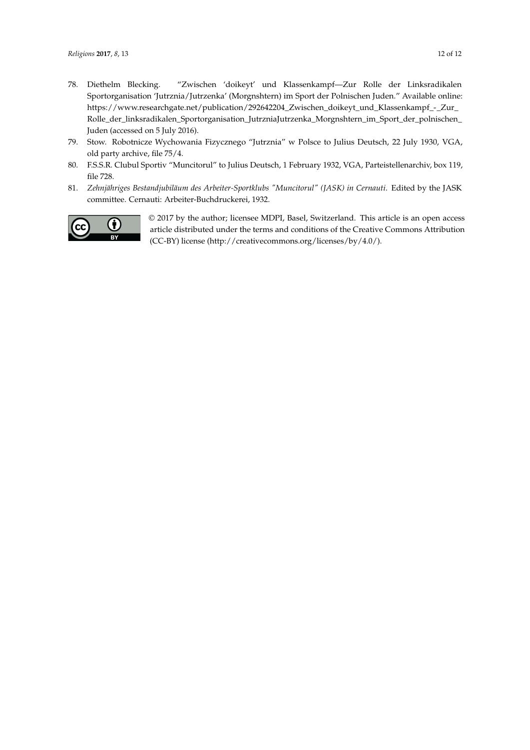78. Diethelm Blecking. "Zwischen 'doikeyt' und Klassenkampf—Zur Rolle der Linksradikalen Sportorganisation 'Jutrznia/Jutrzenka' (Morgnshtern) im Sport der Polnischen Juden." Available online: https://www.researchgate.net/publication/292642204_Zwischen_doikeyt_und_Klassenkampf_-_Zur_Rolle_der_linksradikalen_Sportorganisation_JutrzniaJutrzenka_Morgnshtern_im_Sport_der_polnischen_Juden (accessed on 5 July 2016).
79. Stow. Robotnicze Wychowania Fizycznego "Jutrznia" w Polsce to Julius Deutsch, 22 July 1930, VGA, old party archive, file 75/4.
80. F.S.S.R. Clubul Sportiv "Muncitorul" to Julius Deutsch, 1 February 1932, VGA, Parteistellenarchiv, box 119, file 728.
81. *Zehnjähriges Bestandjubiläum des Arbeiter-Sportklubs "Muncitorul" (JASK) in Cernauti*. Edited by the JASK committee. Cernauti: Arbeiter-Buchdruckerei, 1932.

© 2017 by the author; licensee MDPI, Basel, Switzerland. This article is an open access article distributed under the terms and conditions of the Creative Commons Attribution (CC-BY) license (http://creativecommons.org/licenses/by/4.0/).